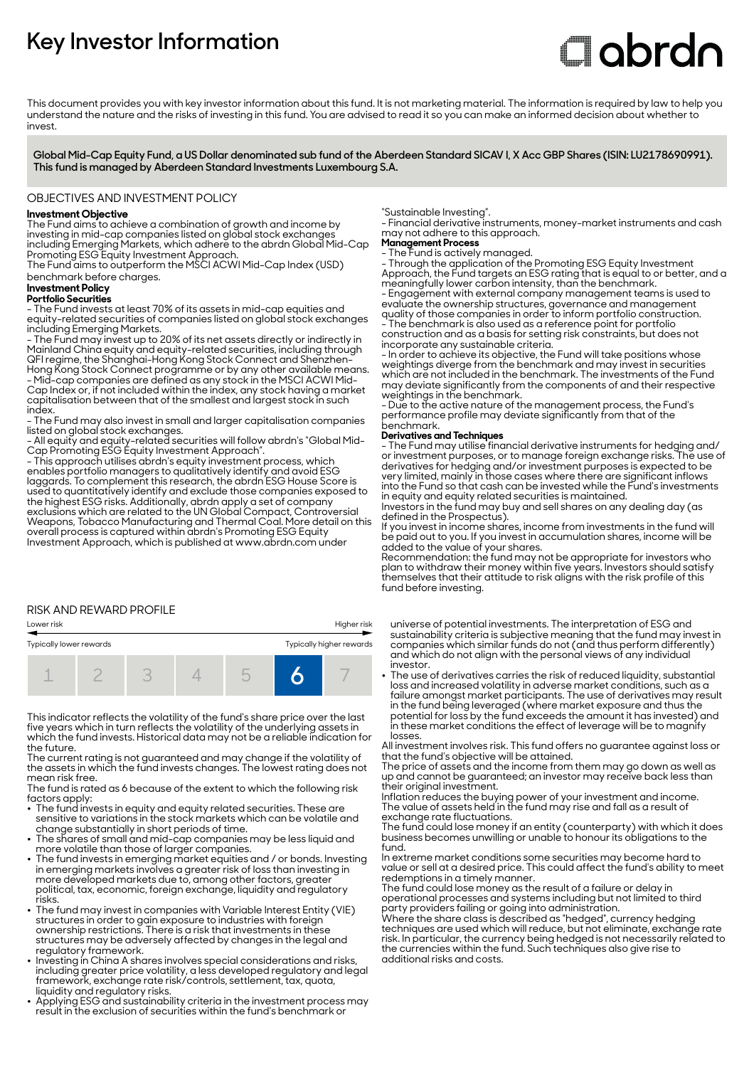# Key Investor Information

abrdn

This document provides you with key investor information about this fund. It is not marketing material. The information is required by law to help you understand the nature and the risks of investing in this fund. You are advised to read it so you can make an informed decision about whether to invest.

**Global Mid-Cap Equity Fund, a US Dollar denominated sub fund of the Aberdeen Standard SICAV I, X Acc GBP Shares (ISIN: LU2178690991). This fund is managed by Aberdeen Standard Investments Luxembourg S.A.**

## OBJECTIVES AND INVESTMENT POLICY

**Investment Objective**

The Fund aims to achieve a combination of growth and income by investing in mid-cap companies listed on global stock exchanges including Emerging Markets, which adhere to the abrdn Global Mid-Cap Promoting ESG Equity Investment Approach.

The Fund aims to outperform the MSCI ACWI Mid-Cap Index (USD) benchmark before charges.

**Investment Policy**

**Portfolio Securities**

- The Fund invests at least 70% of its assets in mid-cap equities and equity-related securities of companies listed on global stock exchanges including Emerging Markets.
- The Fund may invest up to 20% of its net assets directly or indirectly in Mainland China equity and equity-related securities, including through QFI regime, the Shanghai-Hong Kong Stock Connect and Shenzhen-Hong Kong Stock Connect programme or by any other available means.
- Mid-cap companies are defined as any stock in the MSCI ACWI Mid-Cap Index or, if not included within the index, any stock having a market capitalisation between that of the smallest and largest stock in such index.
- The Fund may also invest in small and larger capitalisation companies listed on global stock exchanges.
- All equity and equity-related securities will follow abrdn's "Global Mid-Cap Promoting ESG Equity Investment Approach".
- This approach utilises abrdn's equity investment process, which enables portfolio managers to qualitatively identify and avoid ESG laggards. To complement this research, the abrdn ESG House Score is used to quantitatively identify and exclude those companies exposed to the highest ESG risks. Additionally, abrdn apply a set of company exclusions which are related to the UN Global Compact, Controversial Weapons, Tobacco Manufacturing and Thermal Coal. More detail on this overall process is captured within abrdn's Promoting ESG Equity Investment Approach, which is published at www.abrdn.com under "Sustainable Investing".
- Financial derivative instruments, money-market instruments and cash may not adhere to this approach.

**Management Process**

- The Fund is actively managed.
- Through the application of the Promoting ESG Equity Investment Approach, the Fund targets an ESG rating that is equal to or better, and a meaningfully lower carbon intensity, than the benchmark.
- Engagement with external company management teams is used to evaluate the ownership structures, governance and management quality of those companies in order to inform portfolio construction.
- The benchmark is also used as a reference point for portfolio construction and as a basis for setting risk constraints, but does not incorporate any sustainable criteria.
- In order to achieve its objective, the Fund will take positions whose weightings diverge from the benchmark and may invest in securities which are not included in the benchmark. The investments of the Fund may deviate significantly from the components of and their respective weightings in the benchmark.
- Due to the active nature of the management process, the Fund's performance profile may deviate significantly from that of the benchmark.

**Derivatives and Techniques**

- The Fund may utilise financial derivative instruments for hedging and/or investment purposes, or to manage foreign exchange risks. The use of derivatives for hedging and/or investment purposes is expected to be very limited, mainly in those cases where there are significant inflows into the Fund so that cash can be invested while the Fund's investments in equity and equity related securities is maintained.

Investors in the fund may buy and sell shares on any dealing day (as defined in the Prospectus).

If you invest in income shares, income from investments in the fund will be paid out to you. If you invest in accumulation shares, income will be added to the value of your shares.

Recommendation: the fund may not be appropriate for investors who plan to withdraw their money within five years. Investors should satisfy themselves that their attitude to risk aligns with the risk profile of this fund before investing.

## RISK AND REWARD PROFILE

| Lower risk | | | | | | Higher risk |
|---|---|---|---|---|---|---|
| Typically lower rewards | | | | | | Typically higher rewards |
| 1 | 2 | 3 | 4 | 5 | **6** | 7 |

This indicator reflects the volatility of the fund's share price over the last five years which in turn reflects the volatility of the underlying assets in which the fund invests. Historical data may not be a reliable indication for the future.

The current rating is not guaranteed and may change if the volatility of the assets in which the fund invests changes. The lowest rating does not mean risk free.

The fund is rated as 6 because of the extent to which the following risk factors apply:

- The fund invests in equity and equity related securities. These are sensitive to variations in the stock markets which can be volatile and change substantially in short periods of time.
- The shares of small and mid-cap companies may be less liquid and more volatile than those of larger companies.
- The fund invests in emerging market equities and / or bonds. Investing in emerging markets involves a greater risk of loss than investing in more developed markets due to, among other factors, greater political, tax, economic, foreign exchange, liquidity and regulatory risks.
- The fund may invest in companies with Variable Interest Entity (VIE) structures in order to gain exposure to industries with foreign ownership restrictions. There is a risk that investments in these structures may be adversely affected by changes in the legal and regulatory framework.
- Investing in China A shares involves special considerations and risks, including greater price volatility, a less developed regulatory and legal framework, exchange rate risk/controls, settlement, tax, quota, liquidity and regulatory risks.
- Applying ESG and sustainability criteria in the investment process may result in the exclusion of securities within the fund's benchmark or universe of potential investments. The interpretation of ESG and sustainability criteria is subjective meaning that the fund may invest in companies which similar funds do not (and thus perform differently) and which do not align with the personal views of any individual investor.
- The use of derivatives carries the risk of reduced liquidity, substantial loss and increased volatility in adverse market conditions, such as a failure amongst market participants. The use of derivatives may result in the fund being leveraged (where market exposure and thus the potential for loss by the fund exceeds the amount it has invested) and in these market conditions the effect of leverage will be to magnify losses.

All investment involves risk. This fund offers no guarantee against loss or that the fund's objective will be attained.

The price of assets and the income from them may go down as well as up and cannot be guaranteed; an investor may receive back less than their original investment.

Inflation reduces the buying power of your investment and income.

The value of assets held in the fund may rise and fall as a result of exchange rate fluctuations.

The fund could lose money if an entity (counterparty) with which it does business becomes unwilling or unable to honour its obligations to the fund.

In extreme market conditions some securities may become hard to value or sell at a desired price. This could affect the fund's ability to meet redemptions in a timely manner.

The fund could lose money as the result of a failure or delay in operational processes and systems including but not limited to third party providers failing or going into administration.

Where the share class is described as "hedged", currency hedging techniques are used which will reduce, but not eliminate, exchange rate risk. In particular, the currency being hedged is not necessarily related to the currencies within the fund. Such techniques also give rise to additional risks and costs.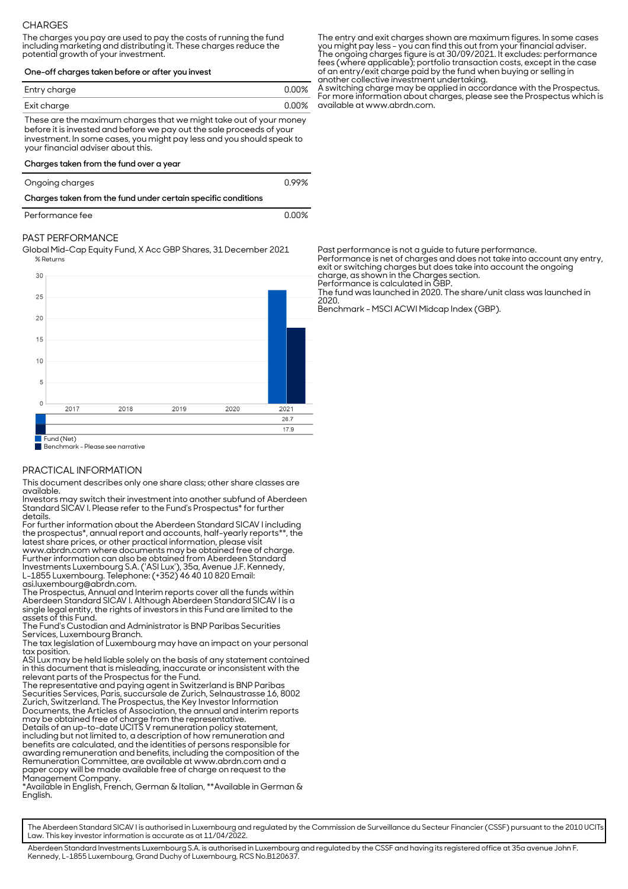## CHARGES

The charges you pay are used to pay the costs of running the fund including marketing and distributing it. These charges reduce the potential growth of your investment.

**One-off charges taken before or after you invest**

| | |
|---|---|
| Entry charge | 0.00% |
| Exit charge | 0.00% |

These are the maximum charges that we might take out of your money before it is invested and before we pay out the sale proceeds of your investment. In some cases, you might pay less and you should speak to your financial adviser about this.

**Charges taken from the fund over a year**

| | |
|---|---|
| Ongoing charges | 0.99% |

**Charges taken from the fund under certain specific conditions**

| | |
|---|---|
| Performance fee | 0.00% |

The entry and exit charges shown are maximum figures. In some cases you might pay less - you can find this out from your financial adviser. The ongoing charges figure is at 30/09/2021. It excludes: performance fees (where applicable); portfolio transaction costs, except in the case of an entry/exit charge paid by the fund when buying or selling in another collective investment undertaking.
A switching charge may be applied in accordance with the Prospectus. For more information about charges, please see the Prospectus which is available at www.abrdn.com.

## PAST PERFORMANCE

Global Mid-Cap Equity Fund, X Acc GBP Shares, 31 December 2021

% Returns

30
25
20
15
10
5
0

2017 2018 2019 2020 2021

26.7
17.9

Fund (Net)
Benchmark - Please see narrative

Past performance is not a guide to future performance.
Performance is net of charges and does not take into account any entry, exit or switching charges but does take into account the ongoing charge, as shown in the Charges section.
Performance is calculated in GBP.
The fund was launched in 2020. The share/unit class was launched in 2020.
Benchmark - MSCI ACWI Midcap Index (GBP).

## PRACTICAL INFORMATION

This document describes only one share class; other share classes are available.
Investors may switch their investment into another subfund of Aberdeen Standard SICAV I. Please refer to the Fund's Prospectus* for further details.
For further information about the Aberdeen Standard SICAV I including the prospectus*, annual report and accounts, half-yearly reports**, the latest share prices, or other practical information, please visit www.abrdn.com where documents may be obtained free of charge. Further information can also be obtained from Aberdeen Standard Investments Luxembourg S.A. ('ASI Lux'), 35a, Avenue J.F. Kennedy, L-1855 Luxembourg. Telephone: (+352) 46 40 10 820 Email: asi.luxembourg@abrdn.com.
The Prospectus, Annual and Interim reports cover all the funds within Aberdeen Standard SICAV I. Although Aberdeen Standard SICAV I is a single legal entity, the rights of investors in this Fund are limited to the assets of this Fund.
The Fund's Custodian and Administrator is BNP Paribas Securities Services, Luxembourg Branch.
The tax legislation of Luxembourg may have an impact on your personal tax position.
ASI Lux may be held liable solely on the basis of any statement contained in this document that is misleading, inaccurate or inconsistent with the relevant parts of the Prospectus for the Fund.
The representative and paying agent in Switzerland is BNP Paribas Securities Services, Paris, succursale de Zurich, Selnaustrasse 16, 8002 Zurich, Switzerland. The Prospectus, the Key Investor Information Documents, the Articles of Association, the annual and interim reports may be obtained free of charge from the representative.
Details of an up-to-date UCITS V remuneration policy statement, including but not limited to, a description of how remuneration and benefits are calculated, and the identities of persons responsible for awarding remuneration and benefits, including the composition of the Remuneration Committee, are available at www.abrdn.com and a paper copy will be made available free of charge on request to the Management Company.
*Available in English, French, German & Italian, **Available in German & English.

The Aberdeen Standard SICAV I is authorised in Luxembourg and regulated by the Commission de Surveillance du Secteur Financier (CSSF) pursuant to the 2010 UCITs Law. This key investor information is accurate as at 11/04/2022.

Aberdeen Standard Investments Luxembourg S.A. is authorised in Luxembourg and regulated by the CSSF and having its registered office at 35a avenue John F. Kennedy, L-1855 Luxembourg, Grand Duchy of Luxembourg, RCS No.B120637.